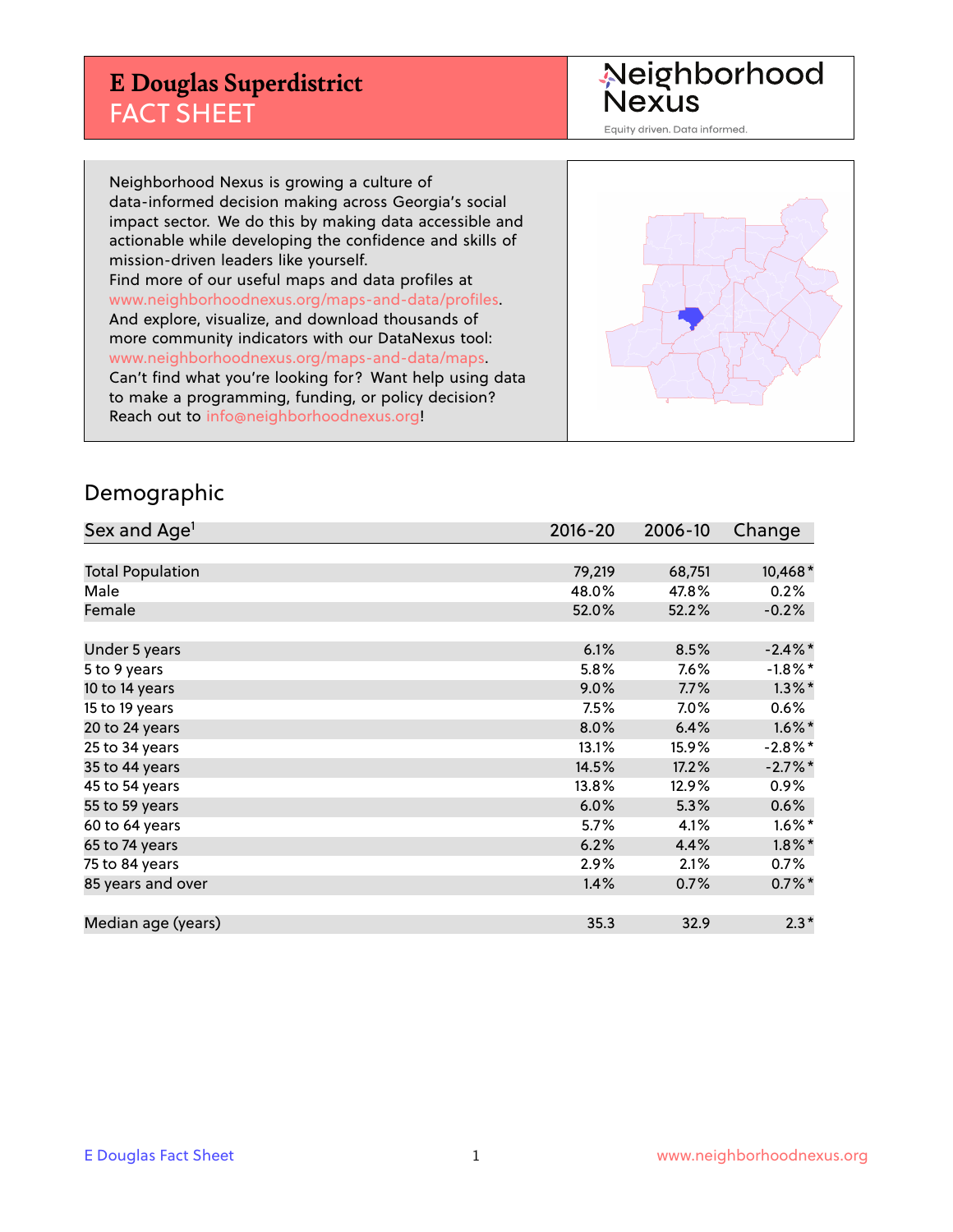# E Douglas Superdistrict FACT SHEET

Neighborhood Nexus

Equity driven. Data informed.

Neighborhood Nexus is growing a culture of data-informed decision making across Georgia's social impact sector. We do this by making data accessible and actionable while developing the confidence and skills of mission-driven leaders like yourself.
Find more of our useful maps and data profiles at www.neighborhoodnexus.org/maps-and-data/profiles.
And explore, visualize, and download thousands of more community indicators with our DataNexus tool: www.neighborhoodnexus.org/maps-and-data/maps.
Can't find what you're looking for? Want help using data to make a programming, funding, or policy decision? Reach out to info@neighborhoodnexus.org!

## Demographic

| Sex and Age[1] | 2016-20 | 2006-10 | Change |
|---|---|---|---|
| Total Population | 79,219 | 68,751 | 10,468* |
| Male | 48.0% | 47.8% | 0.2% |
| Female | 52.0% | 52.2% | -0.2% |
| Under 5 years | 6.1% | 8.5% | -2.4%* |
| 5 to 9 years | 5.8% | 7.6% | -1.8%* |
| 10 to 14 years | 9.0% | 7.7% | 1.3%* |
| 15 to 19 years | 7.5% | 7.0% | 0.6% |
| 20 to 24 years | 8.0% | 6.4% | 1.6%* |
| 25 to 34 years | 13.1% | 15.9% | -2.8%* |
| 35 to 44 years | 14.5% | 17.2% | -2.7%* |
| 45 to 54 years | 13.8% | 12.9% | 0.9% |
| 55 to 59 years | 6.0% | 5.3% | 0.6% |
| 60 to 64 years | 5.7% | 4.1% | 1.6%* |
| 65 to 74 years | 6.2% | 4.4% | 1.8%* |
| 75 to 84 years | 2.9% | 2.1% | 0.7% |
| 85 years and over | 1.4% | 0.7% | 0.7%* |
| Median age (years) | 35.3 | 32.9 | 2.3* |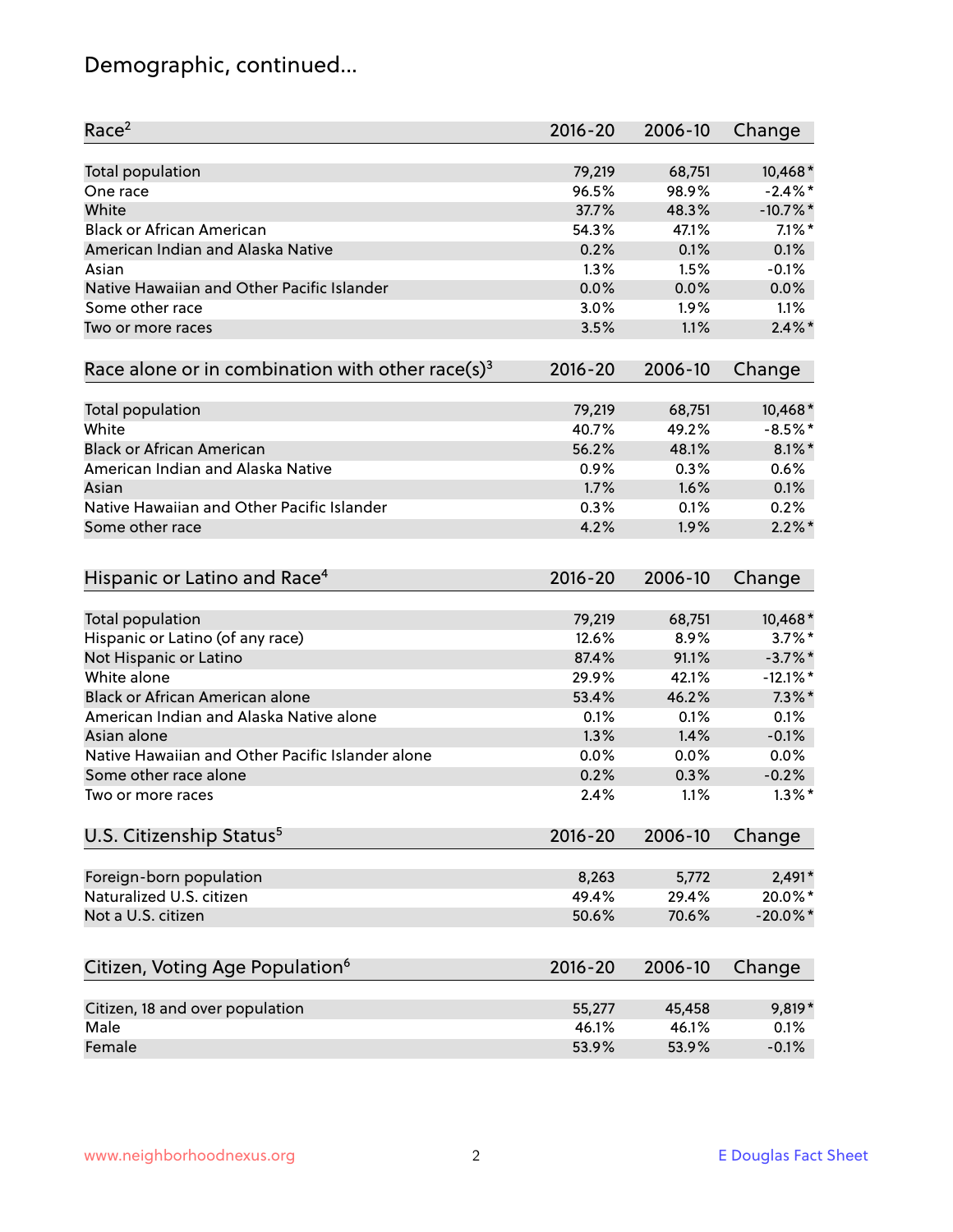# Demographic, continued...

| Race[2] | 2016-20 | 2006-10 | Change |
|---|---|---|---|
| Total population | 79,219 | 68,751 | 10,468* |
| One race | 96.5% | 98.9% | -2.4%* |
| White | 37.7% | 48.3% | -10.7%* |
| Black or African American | 54.3% | 47.1% | 7.1%* |
| American Indian and Alaska Native | 0.2% | 0.1% | 0.1% |
| Asian | 1.3% | 1.5% | -0.1% |
| Native Hawaiian and Other Pacific Islander | 0.0% | 0.0% | 0.0% |
| Some other race | 3.0% | 1.9% | 1.1% |
| Two or more races | 3.5% | 1.1% | 2.4%* |

| Race alone or in combination with other race(s)[3] | 2016-20 | 2006-10 | Change |
|---|---|---|---|
| Total population | 79,219 | 68,751 | 10,468* |
| White | 40.7% | 49.2% | -8.5%* |
| Black or African American | 56.2% | 48.1% | 8.1%* |
| American Indian and Alaska Native | 0.9% | 0.3% | 0.6% |
| Asian | 1.7% | 1.6% | 0.1% |
| Native Hawaiian and Other Pacific Islander | 0.3% | 0.1% | 0.2% |
| Some other race | 4.2% | 1.9% | 2.2%* |

| Hispanic or Latino and Race[4] | 2016-20 | 2006-10 | Change |
|---|---|---|---|
| Total population | 79,219 | 68,751 | 10,468* |
| Hispanic or Latino (of any race) | 12.6% | 8.9% | 3.7%* |
| Not Hispanic or Latino | 87.4% | 91.1% | -3.7%* |
| White alone | 29.9% | 42.1% | -12.1%* |
| Black or African American alone | 53.4% | 46.2% | 7.3%* |
| American Indian and Alaska Native alone | 0.1% | 0.1% | 0.1% |
| Asian alone | 1.3% | 1.4% | -0.1% |
| Native Hawaiian and Other Pacific Islander alone | 0.0% | 0.0% | 0.0% |
| Some other race alone | 0.2% | 0.3% | -0.2% |
| Two or more races | 2.4% | 1.1% | 1.3%* |

| U.S. Citizenship Status[5] | 2016-20 | 2006-10 | Change |
|---|---|---|---|
| Foreign-born population | 8,263 | 5,772 | 2,491* |
| Naturalized U.S. citizen | 49.4% | 29.4% | 20.0%* |
| Not a U.S. citizen | 50.6% | 70.6% | -20.0%* |

| Citizen, Voting Age Population[6] | 2016-20 | 2006-10 | Change |
|---|---|---|---|
| Citizen, 18 and over population | 55,277 | 45,458 | 9,819* |
| Male | 46.1% | 46.1% | 0.1% |
| Female | 53.9% | 53.9% | -0.1% |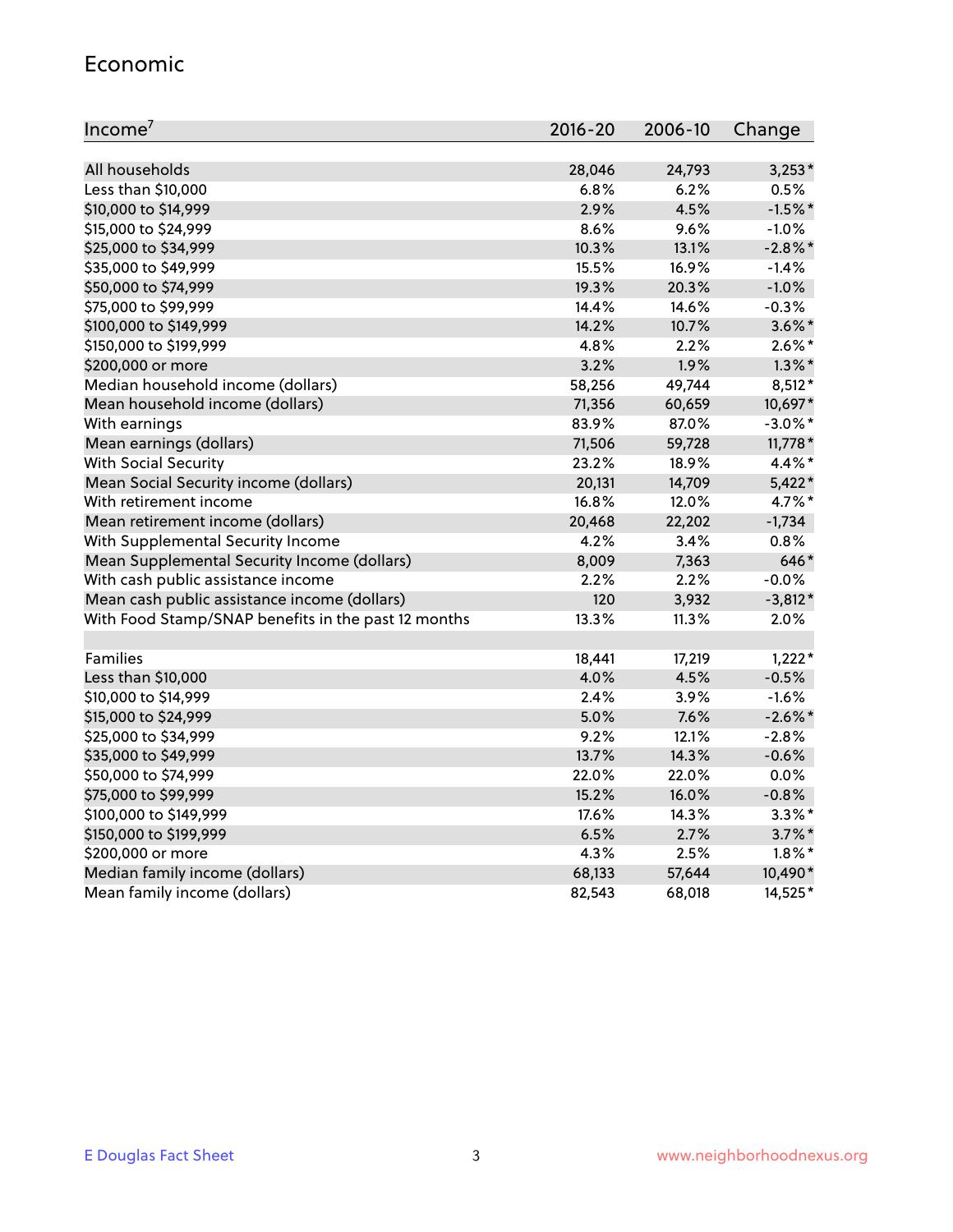## Economic

| Income[7] | 2016-20 | 2006-10 | Change |
|---|---|---|---|
| All households | 28,046 | 24,793 | 3,253* |
| Less than $10,000 | 6.8% | 6.2% | 0.5% |
| $10,000 to $14,999 | 2.9% | 4.5% | -1.5%* |
| $15,000 to $24,999 | 8.6% | 9.6% | -1.0% |
| $25,000 to $34,999 | 10.3% | 13.1% | -2.8%* |
| $35,000 to $49,999 | 15.5% | 16.9% | -1.4% |
| $50,000 to $74,999 | 19.3% | 20.3% | -1.0% |
| $75,000 to $99,999 | 14.4% | 14.6% | -0.3% |
| $100,000 to $149,999 | 14.2% | 10.7% | 3.6%* |
| $150,000 to $199,999 | 4.8% | 2.2% | 2.6%* |
| $200,000 or more | 3.2% | 1.9% | 1.3%* |
| Median household income (dollars) | 58,256 | 49,744 | 8,512* |
| Mean household income (dollars) | 71,356 | 60,659 | 10,697* |
| With earnings | 83.9% | 87.0% | -3.0%* |
| Mean earnings (dollars) | 71,506 | 59,728 | 11,778* |
| With Social Security | 23.2% | 18.9% | 4.4%* |
| Mean Social Security income (dollars) | 20,131 | 14,709 | 5,422* |
| With retirement income | 16.8% | 12.0% | 4.7%* |
| Mean retirement income (dollars) | 20,468 | 22,202 | -1,734 |
| With Supplemental Security Income | 4.2% | 3.4% | 0.8% |
| Mean Supplemental Security Income (dollars) | 8,009 | 7,363 | 646* |
| With cash public assistance income | 2.2% | 2.2% | -0.0% |
| Mean cash public assistance income (dollars) | 120 | 3,932 | -3,812* |
| With Food Stamp/SNAP benefits in the past 12 months | 13.3% | 11.3% | 2.0% |
| | | | |
| Families | 18,441 | 17,219 | 1,222* |
| Less than $10,000 | 4.0% | 4.5% | -0.5% |
| $10,000 to $14,999 | 2.4% | 3.9% | -1.6% |
| $15,000 to $24,999 | 5.0% | 7.6% | -2.6%* |
| $25,000 to $34,999 | 9.2% | 12.1% | -2.8% |
| $35,000 to $49,999 | 13.7% | 14.3% | -0.6% |
| $50,000 to $74,999 | 22.0% | 22.0% | 0.0% |
| $75,000 to $99,999 | 15.2% | 16.0% | -0.8% |
| $100,000 to $149,999 | 17.6% | 14.3% | 3.3%* |
| $150,000 to $199,999 | 6.5% | 2.7% | 3.7%* |
| $200,000 or more | 4.3% | 2.5% | 1.8%* |
| Median family income (dollars) | 68,133 | 57,644 | 10,490* |
| Mean family income (dollars) | 82,543 | 68,018 | 14,525* |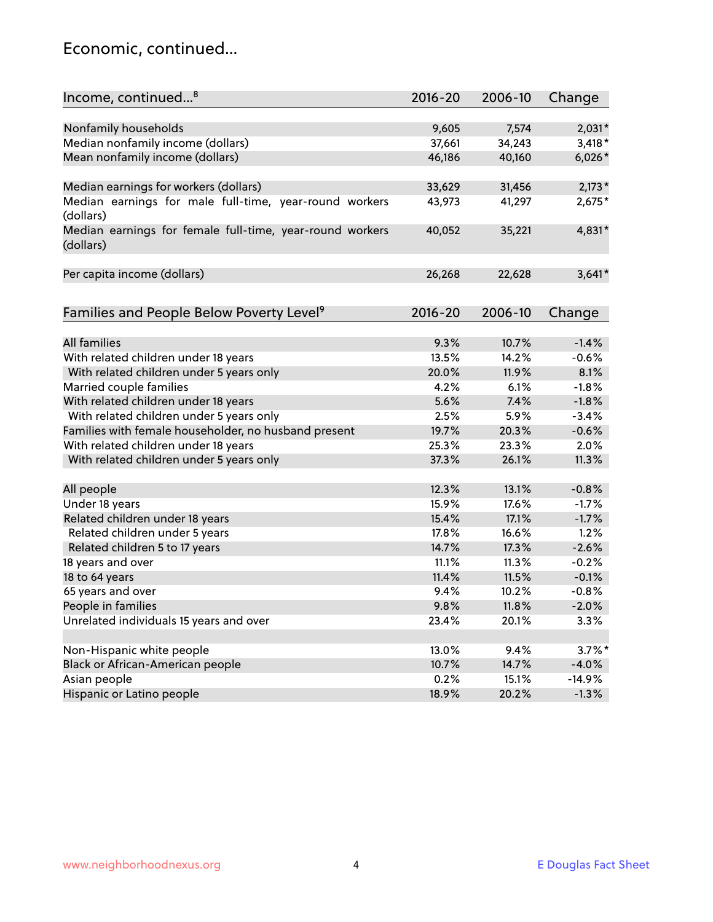## Economic, continued...

| Income, continued...[8] | 2016-20 | 2006-10 | Change |
|---|---|---|---|
| Nonfamily households | 9,605 | 7,574 | 2,031* |
| Median nonfamily income (dollars) | 37,661 | 34,243 | 3,418* |
| Mean nonfamily income (dollars) | 46,186 | 40,160 | 6,026* |
| Median earnings for workers (dollars) | 33,629 | 31,456 | 2,173* |
| Median earnings for male full-time, year-round workers (dollars) | 43,973 | 41,297 | 2,675* |
| Median earnings for female full-time, year-round workers (dollars) | 40,052 | 35,221 | 4,831* |
| Per capita income (dollars) | 26,268 | 22,628 | 3,641* |

| Families and People Below Poverty Level[9] | 2016-20 | 2006-10 | Change |
|---|---|---|---|
| All families | 9.3% | 10.7% | -1.4% |
| With related children under 18 years | 13.5% | 14.2% | -0.6% |
| With related children under 5 years only | 20.0% | 11.9% | 8.1% |
| Married couple families | 4.2% | 6.1% | -1.8% |
| With related children under 18 years | 5.6% | 7.4% | -1.8% |
| With related children under 5 years only | 2.5% | 5.9% | -3.4% |
| Families with female householder, no husband present | 19.7% | 20.3% | -0.6% |
| With related children under 18 years | 25.3% | 23.3% | 2.0% |
| With related children under 5 years only | 37.3% | 26.1% | 11.3% |
| All people | 12.3% | 13.1% | -0.8% |
| Under 18 years | 15.9% | 17.6% | -1.7% |
| Related children under 18 years | 15.4% | 17.1% | -1.7% |
| Related children under 5 years | 17.8% | 16.6% | 1.2% |
| Related children 5 to 17 years | 14.7% | 17.3% | -2.6% |
| 18 years and over | 11.1% | 11.3% | -0.2% |
| 18 to 64 years | 11.4% | 11.5% | -0.1% |
| 65 years and over | 9.4% | 10.2% | -0.8% |
| People in families | 9.8% | 11.8% | -2.0% |
| Unrelated individuals 15 years and over | 23.4% | 20.1% | 3.3% |
| Non-Hispanic white people | 13.0% | 9.4% | 3.7%* |
| Black or African-American people | 10.7% | 14.7% | -4.0% |
| Asian people | 0.2% | 15.1% | -14.9% |
| Hispanic or Latino people | 18.9% | 20.2% | -1.3% |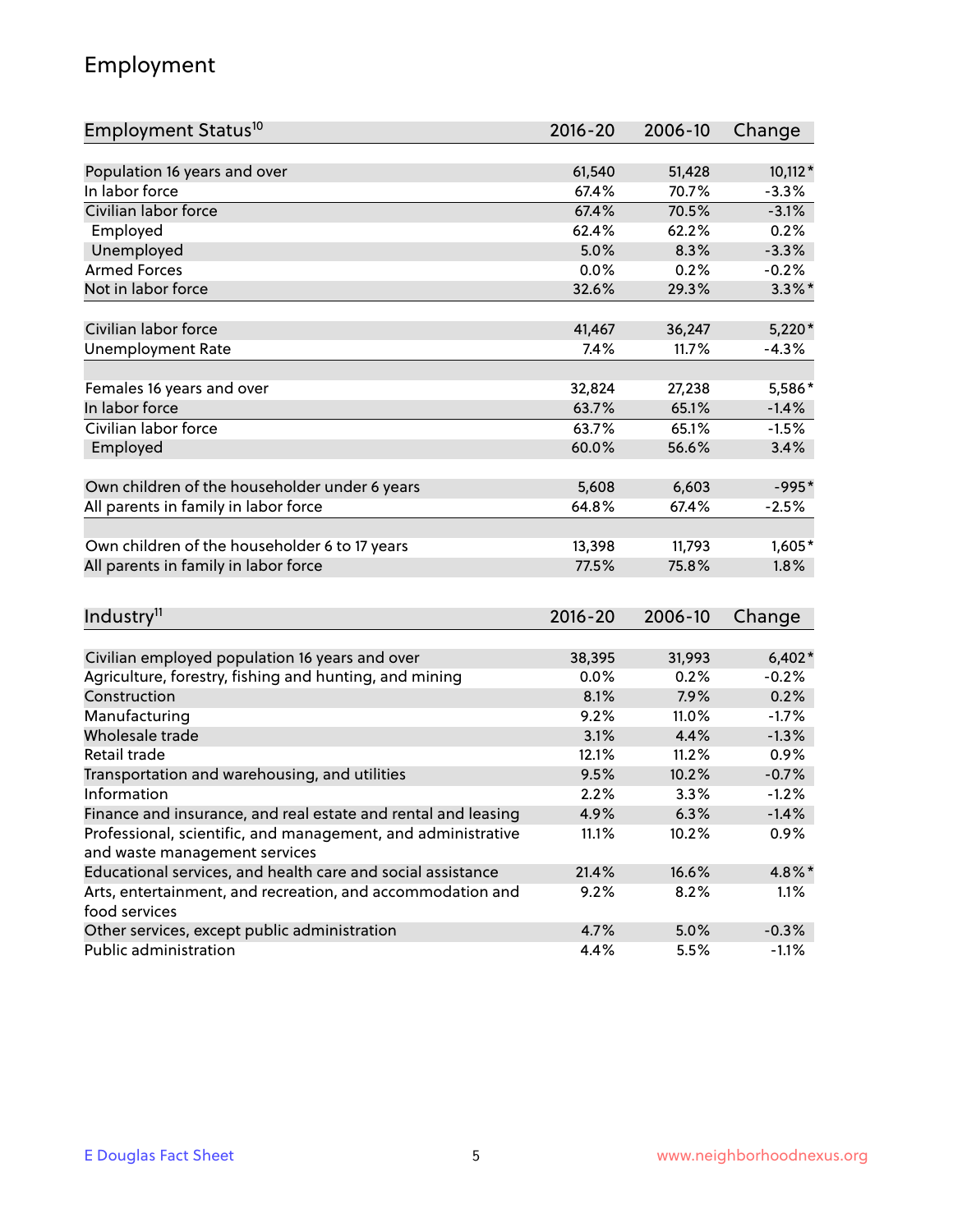# Employment

| Employment Status[10] | 2016-20 | 2006-10 | Change |
|---|---|---|---|
| Population 16 years and over | 61,540 | 51,428 | 10,112* |
| In labor force | 67.4% | 70.7% | -3.3% |
| Civilian labor force | 67.4% | 70.5% | -3.1% |
| Employed | 62.4% | 62.2% | 0.2% |
| Unemployed | 5.0% | 8.3% | -3.3% |
| Armed Forces | 0.0% | 0.2% | -0.2% |
| Not in labor force | 32.6% | 29.3% | 3.3%* |
| | | | |
| Civilian labor force | 41,467 | 36,247 | 5,220* |
| Unemployment Rate | 7.4% | 11.7% | -4.3% |
| | | | |
| Females 16 years and over | 32,824 | 27,238 | 5,586* |
| In labor force | 63.7% | 65.1% | -1.4% |
| Civilian labor force | 63.7% | 65.1% | -1.5% |
| Employed | 60.0% | 56.6% | 3.4% |
| | | | |
| Own children of the householder under 6 years | 5,608 | 6,603 | -995* |
| All parents in family in labor force | 64.8% | 67.4% | -2.5% |
| | | | |
| Own children of the householder 6 to 17 years | 13,398 | 11,793 | 1,605* |
| All parents in family in labor force | 77.5% | 75.8% | 1.8% |

| Industry[11] | 2016-20 | 2006-10 | Change |
|---|---|---|---|
| Civilian employed population 16 years and over | 38,395 | 31,993 | 6,402* |
| Agriculture, forestry, fishing and hunting, and mining | 0.0% | 0.2% | -0.2% |
| Construction | 8.1% | 7.9% | 0.2% |
| Manufacturing | 9.2% | 11.0% | -1.7% |
| Wholesale trade | 3.1% | 4.4% | -1.3% |
| Retail trade | 12.1% | 11.2% | 0.9% |
| Transportation and warehousing, and utilities | 9.5% | 10.2% | -0.7% |
| Information | 2.2% | 3.3% | -1.2% |
| Finance and insurance, and real estate and rental and leasing | 4.9% | 6.3% | -1.4% |
| Professional, scientific, and management, and administrative and waste management services | 11.1% | 10.2% | 0.9% |
| Educational services, and health care and social assistance | 21.4% | 16.6% | 4.8%* |
| Arts, entertainment, and recreation, and accommodation and food services | 9.2% | 8.2% | 1.1% |
| Other services, except public administration | 4.7% | 5.0% | -0.3% |
| Public administration | 4.4% | 5.5% | -1.1% |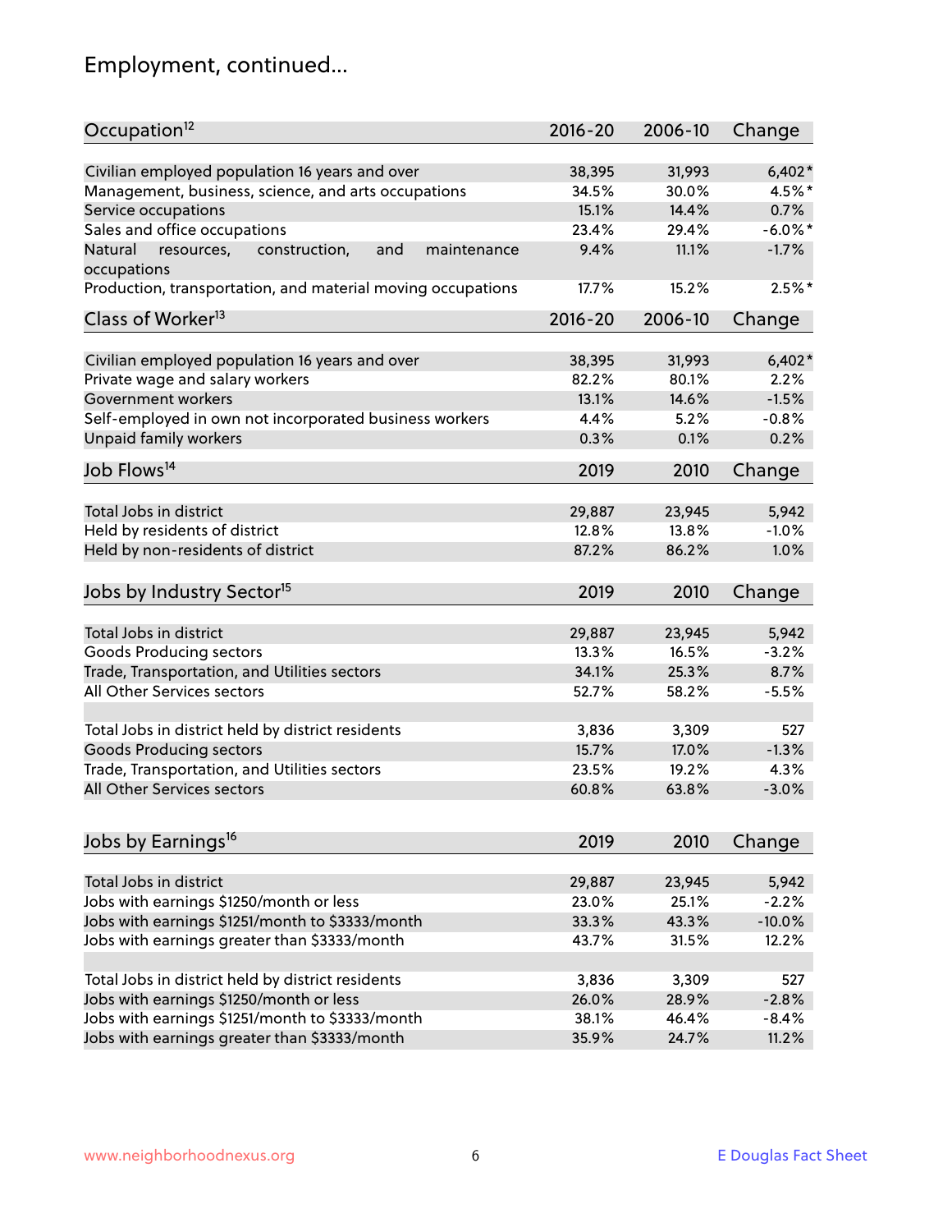# Employment, continued...

| Occupation[12] | 2016-20 | 2006-10 | Change |
|---|---|---|---|
| Civilian employed population 16 years and over | 38,395 | 31,993 | 6,402* |
| Management, business, science, and arts occupations | 34.5% | 30.0% | 4.5%* |
| Service occupations | 15.1% | 14.4% | 0.7% |
| Sales and office occupations | 23.4% | 29.4% | -6.0%* |
| Natural resources, construction, and maintenance occupations | 9.4% | 11.1% | -1.7% |
| Production, transportation, and material moving occupations | 17.7% | 15.2% | 2.5%* |

| Class of Worker[13] | 2016-20 | 2006-10 | Change |
|---|---|---|---|
| Civilian employed population 16 years and over | 38,395 | 31,993 | 6,402* |
| Private wage and salary workers | 82.2% | 80.1% | 2.2% |
| Government workers | 13.1% | 14.6% | -1.5% |
| Self-employed in own not incorporated business workers | 4.4% | 5.2% | -0.8% |
| Unpaid family workers | 0.3% | 0.1% | 0.2% |

| Job Flows[14] | 2019 | 2010 | Change |
|---|---|---|---|
| Total Jobs in district | 29,887 | 23,945 | 5,942 |
| Held by residents of district | 12.8% | 13.8% | -1.0% |
| Held by non-residents of district | 87.2% | 86.2% | 1.0% |

| Jobs by Industry Sector[15] | 2019 | 2010 | Change |
|---|---|---|---|
| Total Jobs in district | 29,887 | 23,945 | 5,942 |
| Goods Producing sectors | 13.3% | 16.5% | -3.2% |
| Trade, Transportation, and Utilities sectors | 34.1% | 25.3% | 8.7% |
| All Other Services sectors | 52.7% | 58.2% | -5.5% |
| | | | |
| Total Jobs in district held by district residents | 3,836 | 3,309 | 527 |
| Goods Producing sectors | 15.7% | 17.0% | -1.3% |
| Trade, Transportation, and Utilities sectors | 23.5% | 19.2% | 4.3% |
| All Other Services sectors | 60.8% | 63.8% | -3.0% |

| Jobs by Earnings[16] | 2019 | 2010 | Change |
|---|---|---|---|
| Total Jobs in district | 29,887 | 23,945 | 5,942 |
| Jobs with earnings $1250/month or less | 23.0% | 25.1% | -2.2% |
| Jobs with earnings $1251/month to $3333/month | 33.3% | 43.3% | -10.0% |
| Jobs with earnings greater than $3333/month | 43.7% | 31.5% | 12.2% |
| | | | |
| Total Jobs in district held by district residents | 3,836 | 3,309 | 527 |
| Jobs with earnings $1250/month or less | 26.0% | 28.9% | -2.8% |
| Jobs with earnings $1251/month to $3333/month | 38.1% | 46.4% | -8.4% |
| Jobs with earnings greater than $3333/month | 35.9% | 24.7% | 11.2% |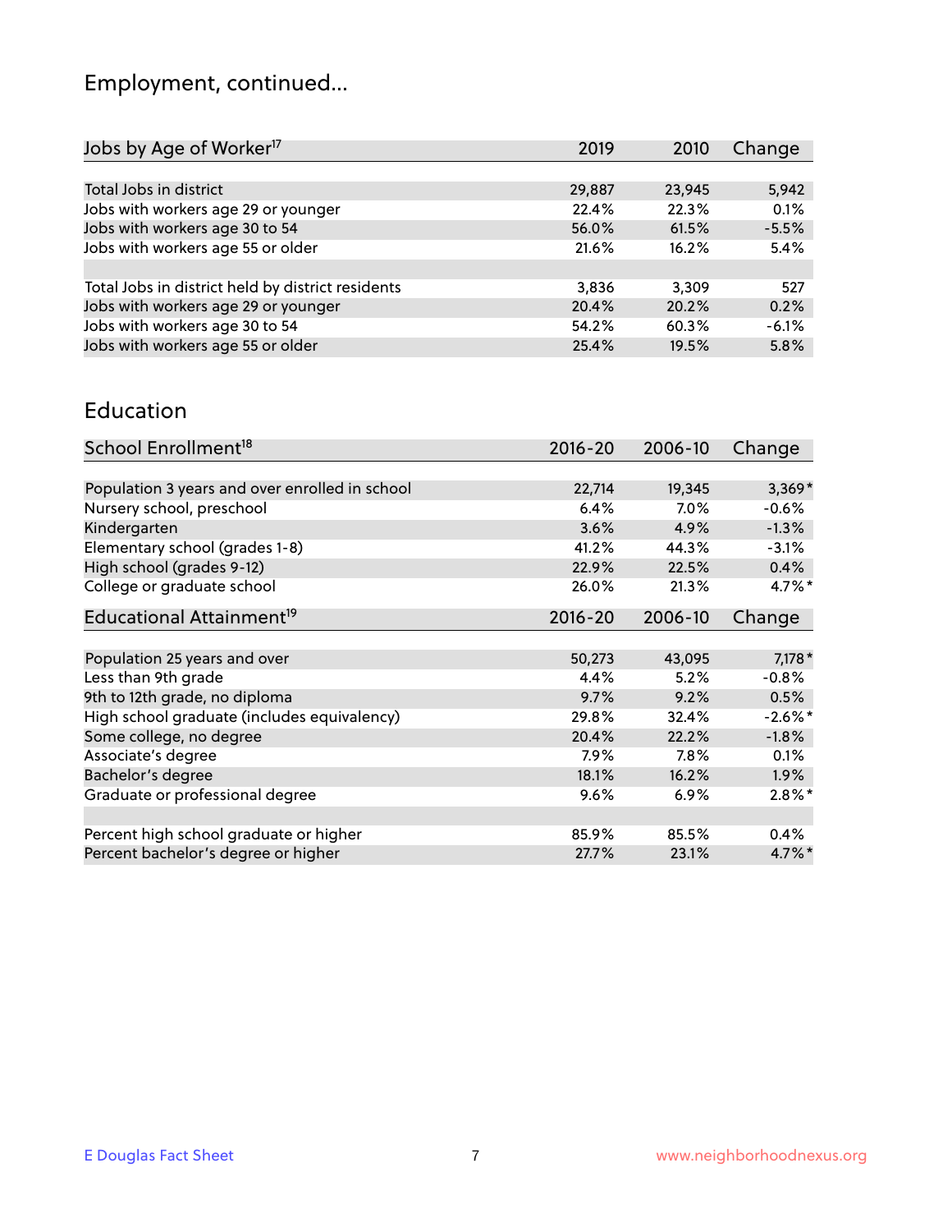## Employment, continued...

| Jobs by Age of Worker[17] | 2019 | 2010 | Change |
|---|---|---|---|
| | | | |
| Total Jobs in district | 29,887 | 23,945 | 5,942 |
| Jobs with workers age 29 or younger | 22.4% | 22.3% | 0.1% |
| Jobs with workers age 30 to 54 | 56.0% | 61.5% | -5.5% |
| Jobs with workers age 55 or older | 21.6% | 16.2% | 5.4% |
| | | | |
| Total Jobs in district held by district residents | 3,836 | 3,309 | 527 |
| Jobs with workers age 29 or younger | 20.4% | 20.2% | 0.2% |
| Jobs with workers age 30 to 54 | 54.2% | 60.3% | -6.1% |
| Jobs with workers age 55 or older | 25.4% | 19.5% | 5.8% |

## Education

| School Enrollment[18] | 2016-20 | 2006-10 | Change |
|---|---|---|---|
| | | | |
| Population 3 years and over enrolled in school | 22,714 | 19,345 | 3,369* |
| Nursery school, preschool | 6.4% | 7.0% | -0.6% |
| Kindergarten | 3.6% | 4.9% | -1.3% |
| Elementary school (grades 1-8) | 41.2% | 44.3% | -3.1% |
| High school (grades 9-12) | 22.9% | 22.5% | 0.4% |
| College or graduate school | 26.0% | 21.3% | 4.7%* |

| Educational Attainment[19] | 2016-20 | 2006-10 | Change |
|---|---|---|---|
| | | | |
| Population 25 years and over | 50,273 | 43,095 | 7,178* |
| Less than 9th grade | 4.4% | 5.2% | -0.8% |
| 9th to 12th grade, no diploma | 9.7% | 9.2% | 0.5% |
| High school graduate (includes equivalency) | 29.8% | 32.4% | -2.6%* |
| Some college, no degree | 20.4% | 22.2% | -1.8% |
| Associate's degree | 7.9% | 7.8% | 0.1% |
| Bachelor's degree | 18.1% | 16.2% | 1.9% |
| Graduate or professional degree | 9.6% | 6.9% | 2.8%* |
| | | | |
| Percent high school graduate or higher | 85.9% | 85.5% | 0.4% |
| Percent bachelor's degree or higher | 27.7% | 23.1% | 4.7%* |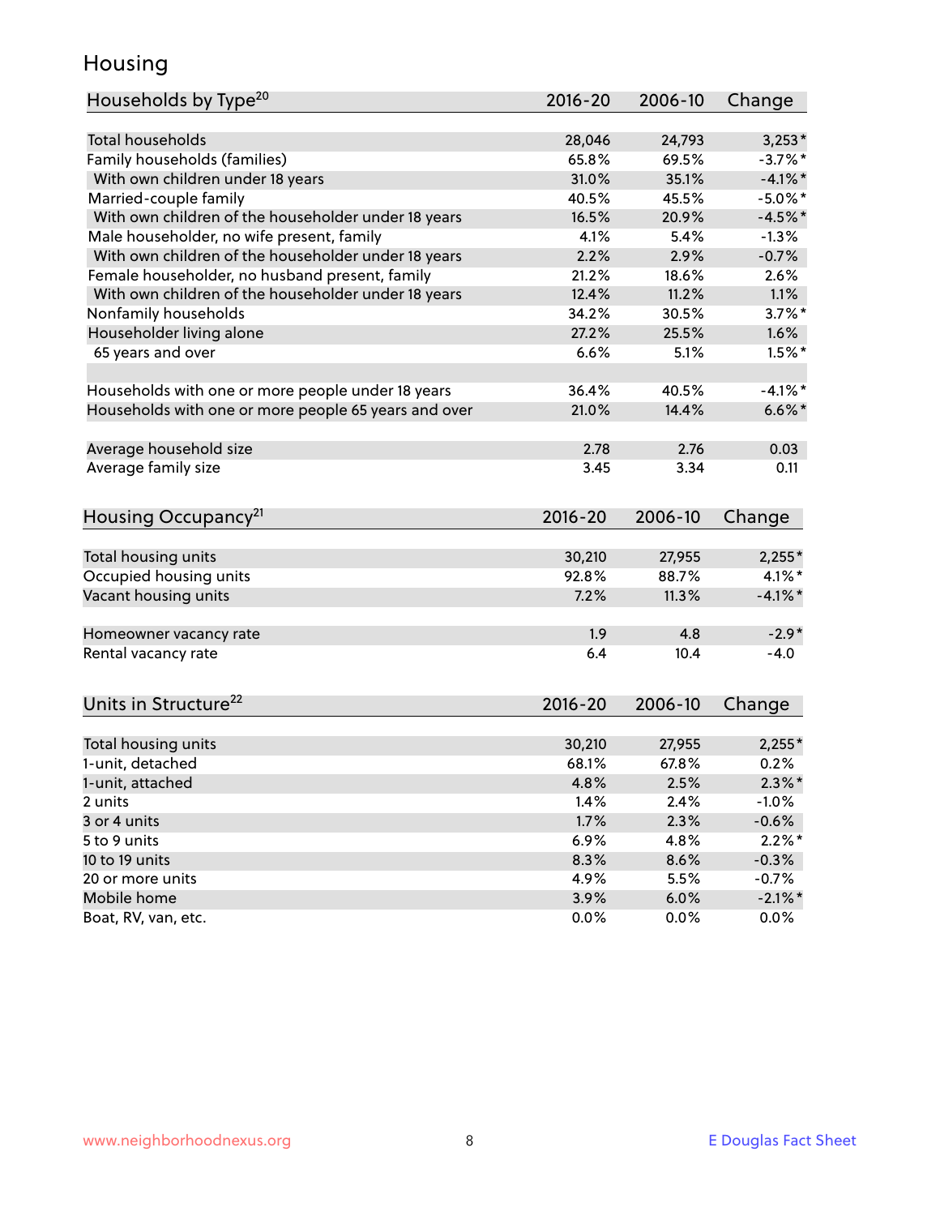# Housing

| Households by Type[20] | 2016-20 | 2006-10 | Change |
|---|---|---|---|
| Total households | 28,046 | 24,793 | 3,253* |
| Family households (families) | 65.8% | 69.5% | -3.7%* |
| With own children under 18 years | 31.0% | 35.1% | -4.1%* |
| Married-couple family | 40.5% | 45.5% | -5.0%* |
| With own children of the householder under 18 years | 16.5% | 20.9% | -4.5%* |
| Male householder, no wife present, family | 4.1% | 5.4% | -1.3% |
| With own children of the householder under 18 years | 2.2% | 2.9% | -0.7% |
| Female householder, no husband present, family | 21.2% | 18.6% | 2.6% |
| With own children of the householder under 18 years | 12.4% | 11.2% | 1.1% |
| Nonfamily households | 34.2% | 30.5% | 3.7%* |
| Householder living alone | 27.2% | 25.5% | 1.6% |
| 65 years and over | 6.6% | 5.1% | 1.5%* |
| Households with one or more people under 18 years | 36.4% | 40.5% | -4.1%* |
| Households with one or more people 65 years and over | 21.0% | 14.4% | 6.6%* |
| Average household size | 2.78 | 2.76 | 0.03 |
| Average family size | 3.45 | 3.34 | 0.11 |

| Housing Occupancy[21] | 2016-20 | 2006-10 | Change |
|---|---|---|---|
| Total housing units | 30,210 | 27,955 | 2,255* |
| Occupied housing units | 92.8% | 88.7% | 4.1%* |
| Vacant housing units | 7.2% | 11.3% | -4.1%* |
| Homeowner vacancy rate | 1.9 | 4.8 | -2.9* |
| Rental vacancy rate | 6.4 | 10.4 | -4.0 |

| Units in Structure[22] | 2016-20 | 2006-10 | Change |
|---|---|---|---|
| Total housing units | 30,210 | 27,955 | 2,255* |
| 1-unit, detached | 68.1% | 67.8% | 0.2% |
| 1-unit, attached | 4.8% | 2.5% | 2.3%* |
| 2 units | 1.4% | 2.4% | -1.0% |
| 3 or 4 units | 1.7% | 2.3% | -0.6% |
| 5 to 9 units | 6.9% | 4.8% | 2.2%* |
| 10 to 19 units | 8.3% | 8.6% | -0.3% |
| 20 or more units | 4.9% | 5.5% | -0.7% |
| Mobile home | 3.9% | 6.0% | -2.1%* |
| Boat, RV, van, etc. | 0.0% | 0.0% | 0.0% |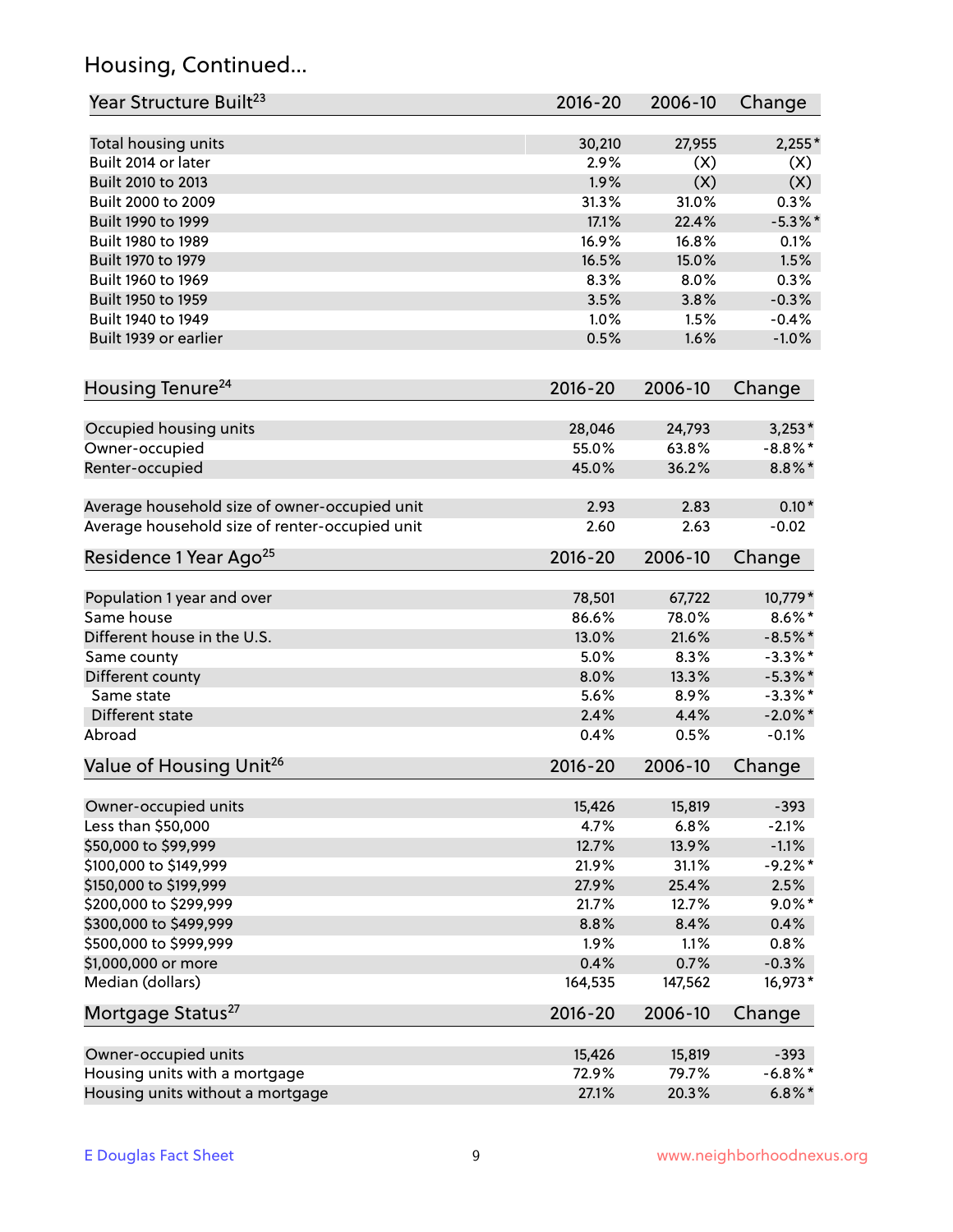## Housing, Continued...

| Year Structure Built[23] | 2016-20 | 2006-10 | Change |
|---|---|---|---|
| Total housing units | 30,210 | 27,955 | 2,255* |
| Built 2014 or later | 2.9% | (X) | (X) |
| Built 2010 to 2013 | 1.9% | (X) | (X) |
| Built 2000 to 2009 | 31.3% | 31.0% | 0.3% |
| Built 1990 to 1999 | 17.1% | 22.4% | -5.3%* |
| Built 1980 to 1989 | 16.9% | 16.8% | 0.1% |
| Built 1970 to 1979 | 16.5% | 15.0% | 1.5% |
| Built 1960 to 1969 | 8.3% | 8.0% | 0.3% |
| Built 1950 to 1959 | 3.5% | 3.8% | -0.3% |
| Built 1940 to 1949 | 1.0% | 1.5% | -0.4% |
| Built 1939 or earlier | 0.5% | 1.6% | -1.0% |

| Housing Tenure[24] | 2016-20 | 2006-10 | Change |
|---|---|---|---|
| Occupied housing units | 28,046 | 24,793 | 3,253* |
| Owner-occupied | 55.0% | 63.8% | -8.8%* |
| Renter-occupied | 45.0% | 36.2% | 8.8%* |
| Average household size of owner-occupied unit | 2.93 | 2.83 | 0.10* |
| Average household size of renter-occupied unit | 2.60 | 2.63 | -0.02 |

| Residence 1 Year Ago[25] | 2016-20 | 2006-10 | Change |
|---|---|---|---|
| Population 1 year and over | 78,501 | 67,722 | 10,779* |
| Same house | 86.6% | 78.0% | 8.6%* |
| Different house in the U.S. | 13.0% | 21.6% | -8.5%* |
| Same county | 5.0% | 8.3% | -3.3%* |
| Different county | 8.0% | 13.3% | -5.3%* |
| Same state | 5.6% | 8.9% | -3.3%* |
| Different state | 2.4% | 4.4% | -2.0%* |
| Abroad | 0.4% | 0.5% | -0.1% |

| Value of Housing Unit[26] | 2016-20 | 2006-10 | Change |
|---|---|---|---|
| Owner-occupied units | 15,426 | 15,819 | -393 |
| Less than $50,000 | 4.7% | 6.8% | -2.1% |
| $50,000 to $99,999 | 12.7% | 13.9% | -1.1% |
| $100,000 to $149,999 | 21.9% | 31.1% | -9.2%* |
| $150,000 to $199,999 | 27.9% | 25.4% | 2.5% |
| $200,000 to $299,999 | 21.7% | 12.7% | 9.0%* |
| $300,000 to $499,999 | 8.8% | 8.4% | 0.4% |
| $500,000 to $999,999 | 1.9% | 1.1% | 0.8% |
| $1,000,000 or more | 0.4% | 0.7% | -0.3% |
| Median (dollars) | 164,535 | 147,562 | 16,973* |

| Mortgage Status[27] | 2016-20 | 2006-10 | Change |
|---|---|---|---|
| Owner-occupied units | 15,426 | 15,819 | -393 |
| Housing units with a mortgage | 72.9% | 79.7% | -6.8%* |
| Housing units without a mortgage | 27.1% | 20.3% | 6.8%* |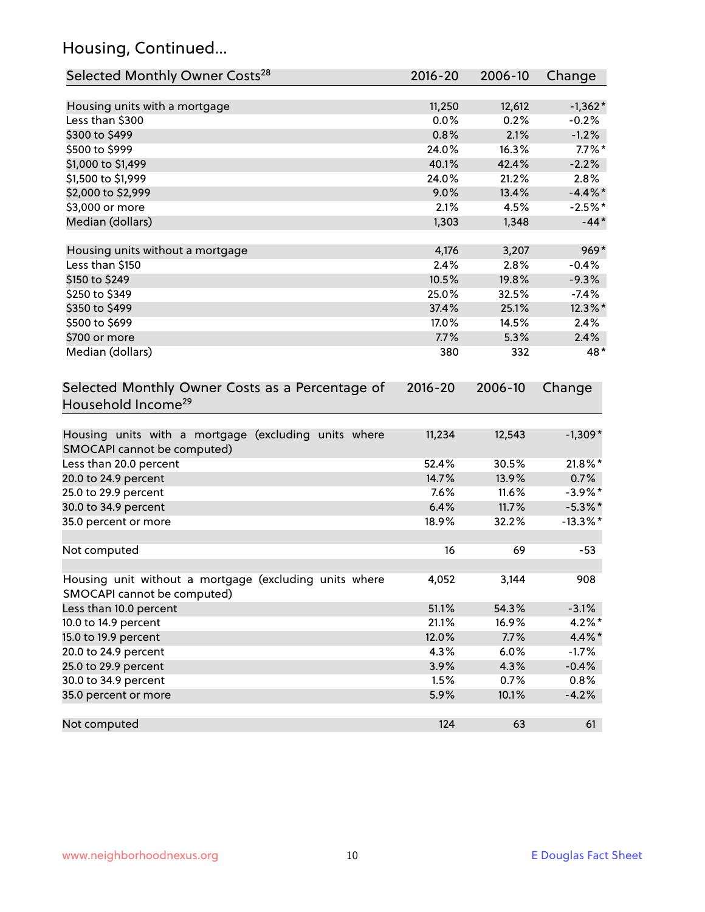## Housing, Continued...

| Selected Monthly Owner Costs[28] | 2016-20 | 2006-10 | Change |
|---|---|---|---|
| Housing units with a mortgage | 11,250 | 12,612 | -1,362* |
| Less than $300 | 0.0% | 0.2% | -0.2% |
| $300 to $499 | 0.8% | 2.1% | -1.2% |
| $500 to $999 | 24.0% | 16.3% | 7.7%* |
| $1,000 to $1,499 | 40.1% | 42.4% | -2.2% |
| $1,500 to $1,999 | 24.0% | 21.2% | 2.8% |
| $2,000 to $2,999 | 9.0% | 13.4% | -4.4%* |
| $3,000 or more | 2.1% | 4.5% | -2.5%* |
| Median (dollars) | 1,303 | 1,348 | -44* |
| | | | |
| Housing units without a mortgage | 4,176 | 3,207 | 969* |
| Less than $150 | 2.4% | 2.8% | -0.4% |
| $150 to $249 | 10.5% | 19.8% | -9.3% |
| $250 to $349 | 25.0% | 32.5% | -7.4% |
| $350 to $499 | 37.4% | 25.1% | 12.3%* |
| $500 to $699 | 17.0% | 14.5% | 2.4% |
| $700 or more | 7.7% | 5.3% | 2.4% |
| Median (dollars) | 380 | 332 | 48* |

| Selected Monthly Owner Costs as a Percentage of Household Income[29] | 2016-20 | 2006-10 | Change |
|---|---|---|---|
| Housing units with a mortgage (excluding units where SMOCAPI cannot be computed) | 11,234 | 12,543 | -1,309* |
| Less than 20.0 percent | 52.4% | 30.5% | 21.8%* |
| 20.0 to 24.9 percent | 14.7% | 13.9% | 0.7% |
| 25.0 to 29.9 percent | 7.6% | 11.6% | -3.9%* |
| 30.0 to 34.9 percent | 6.4% | 11.7% | -5.3%* |
| 35.0 percent or more | 18.9% | 32.2% | -13.3%* |
| | | | |
| Not computed | 16 | 69 | -53 |
| | | | |
| Housing unit without a mortgage (excluding units where SMOCAPI cannot be computed) | 4,052 | 3,144 | 908 |
| Less than 10.0 percent | 51.1% | 54.3% | -3.1% |
| 10.0 to 14.9 percent | 21.1% | 16.9% | 4.2%* |
| 15.0 to 19.9 percent | 12.0% | 7.7% | 4.4%* |
| 20.0 to 24.9 percent | 4.3% | 6.0% | -1.7% |
| 25.0 to 29.9 percent | 3.9% | 4.3% | -0.4% |
| 30.0 to 34.9 percent | 1.5% | 0.7% | 0.8% |
| 35.0 percent or more | 5.9% | 10.1% | -4.2% |
| | | | |
| Not computed | 124 | 63 | 61 |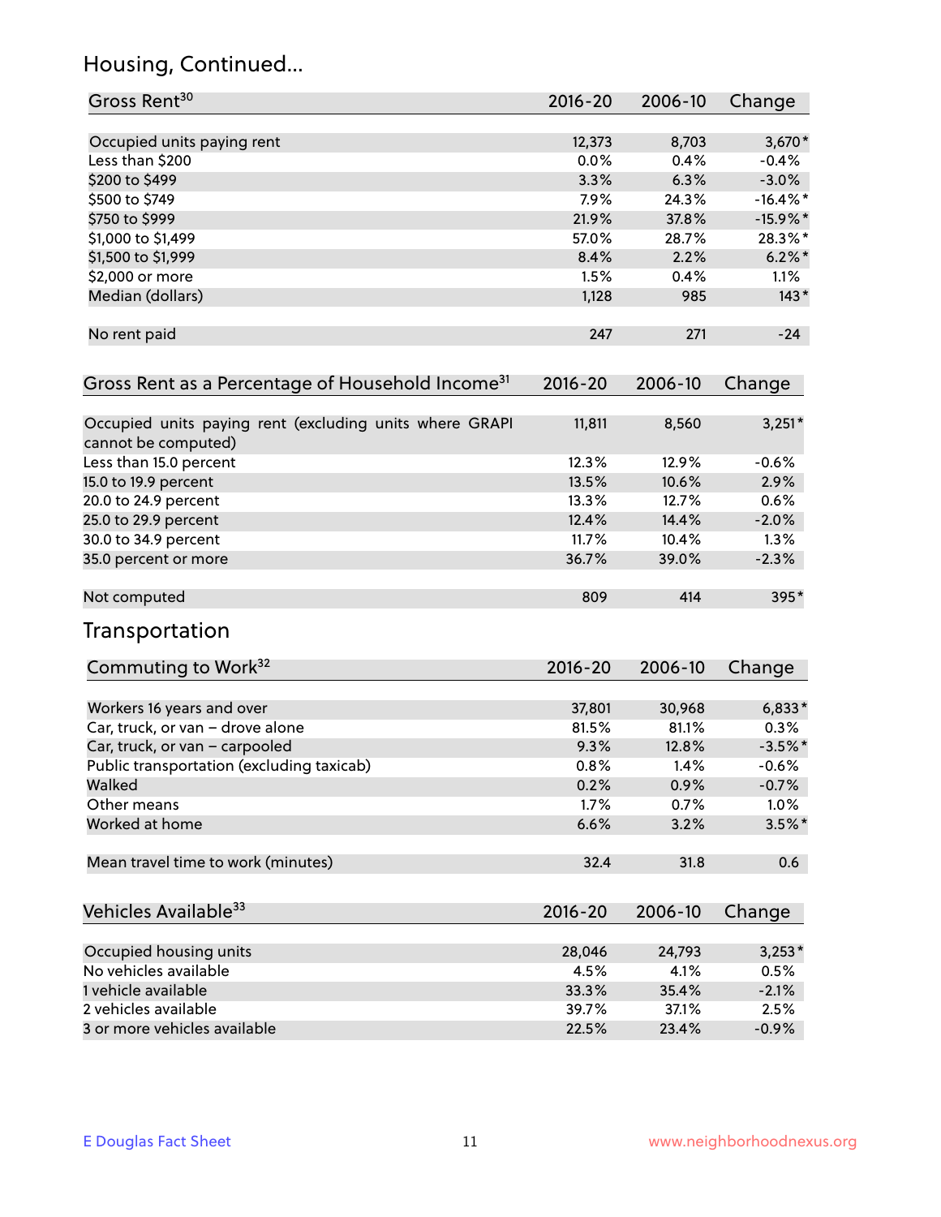## Housing, Continued...

| Gross Rent[30] | 2016-20 | 2006-10 | Change |
|---|---|---|---|
| Occupied units paying rent | 12,373 | 8,703 | 3,670* |
| Less than $200 | 0.0% | 0.4% | -0.4% |
| $200 to $499 | 3.3% | 6.3% | -3.0% |
| $500 to $749 | 7.9% | 24.3% | -16.4%* |
| $750 to $999 | 21.9% | 37.8% | -15.9%* |
| $1,000 to $1,499 | 57.0% | 28.7% | 28.3%* |
| $1,500 to $1,999 | 8.4% | 2.2% | 6.2%* |
| $2,000 or more | 1.5% | 0.4% | 1.1% |
| Median (dollars) | 1,128 | 985 | 143* |
| No rent paid | 247 | 271 | -24 |

| Gross Rent as a Percentage of Household Income[31] | 2016-20 | 2006-10 | Change |
|---|---|---|---|
| Occupied units paying rent (excluding units where GRAPI cannot be computed) | 11,811 | 8,560 | 3,251* |
| Less than 15.0 percent | 12.3% | 12.9% | -0.6% |
| 15.0 to 19.9 percent | 13.5% | 10.6% | 2.9% |
| 20.0 to 24.9 percent | 13.3% | 12.7% | 0.6% |
| 25.0 to 29.9 percent | 12.4% | 14.4% | -2.0% |
| 30.0 to 34.9 percent | 11.7% | 10.4% | 1.3% |
| 35.0 percent or more | 36.7% | 39.0% | -2.3% |
| Not computed | 809 | 414 | 395* |

## Transportation

| Commuting to Work[32] | 2016-20 | 2006-10 | Change |
|---|---|---|---|
| Workers 16 years and over | 37,801 | 30,968 | 6,833* |
| Car, truck, or van – drove alone | 81.5% | 81.1% | 0.3% |
| Car, truck, or van – carpooled | 9.3% | 12.8% | -3.5%* |
| Public transportation (excluding taxicab) | 0.8% | 1.4% | -0.6% |
| Walked | 0.2% | 0.9% | -0.7% |
| Other means | 1.7% | 0.7% | 1.0% |
| Worked at home | 6.6% | 3.2% | 3.5%* |
| Mean travel time to work (minutes) | 32.4 | 31.8 | 0.6 |

| Vehicles Available[33] | 2016-20 | 2006-10 | Change |
|---|---|---|---|
| Occupied housing units | 28,046 | 24,793 | 3,253* |
| No vehicles available | 4.5% | 4.1% | 0.5% |
| 1 vehicle available | 33.3% | 35.4% | -2.1% |
| 2 vehicles available | 39.7% | 37.1% | 2.5% |
| 3 or more vehicles available | 22.5% | 23.4% | -0.9% |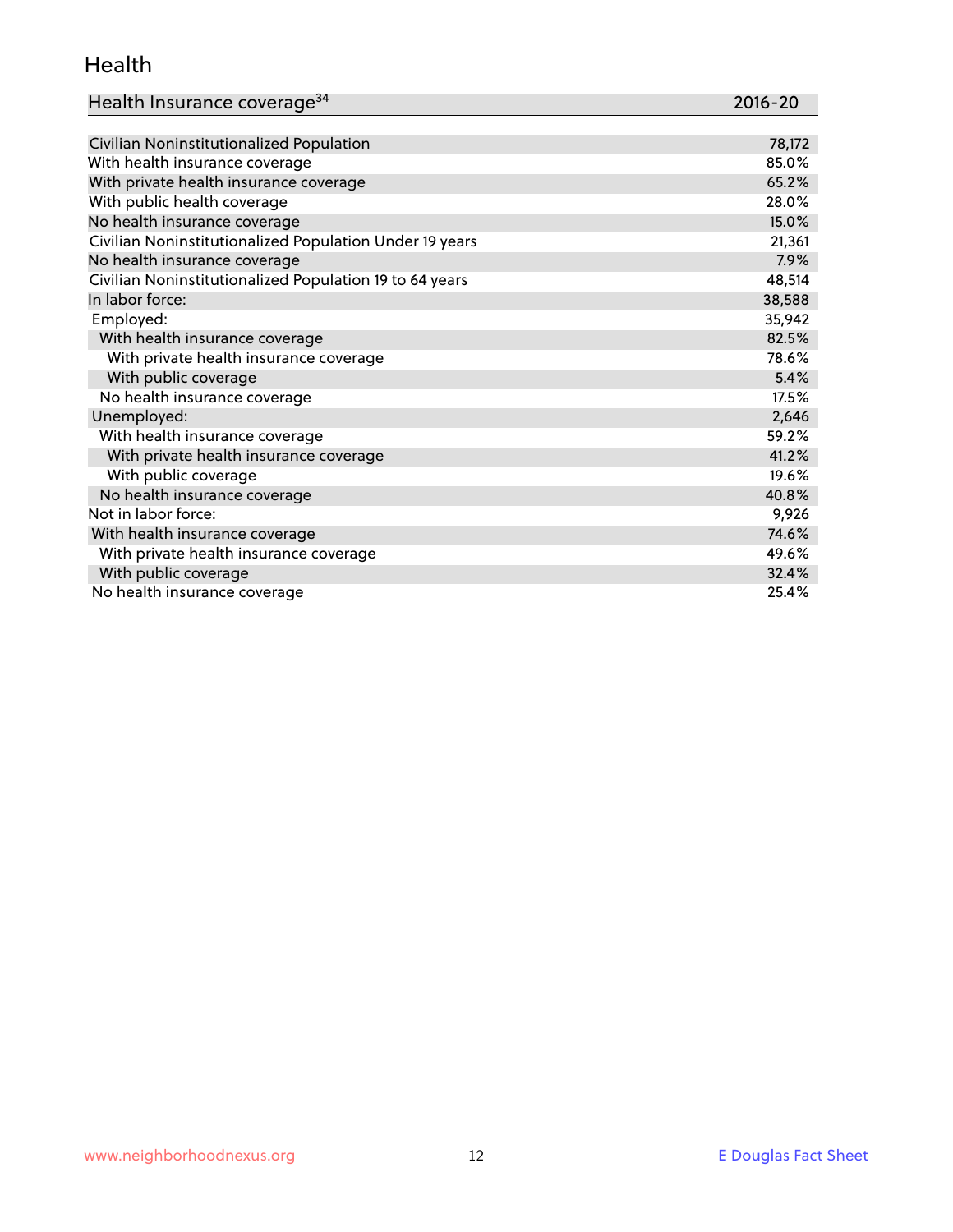## Health

| Health Insurance coverage[34] | 2016-20 |
|---|---|
| Civilian Noninstitutionalized Population | 78,172 |
| With health insurance coverage | 85.0% |
| With private health insurance coverage | 65.2% |
| With public health coverage | 28.0% |
| No health insurance coverage | 15.0% |
| Civilian Noninstitutionalized Population Under 19 years | 21,361 |
| No health insurance coverage | 7.9% |
| Civilian Noninstitutionalized Population 19 to 64 years | 48,514 |
| In labor force: | 38,588 |
| Employed: | 35,942 |
| With health insurance coverage | 82.5% |
| With private health insurance coverage | 78.6% |
| With public coverage | 5.4% |
| No health insurance coverage | 17.5% |
| Unemployed: | 2,646 |
| With health insurance coverage | 59.2% |
| With private health insurance coverage | 41.2% |
| With public coverage | 19.6% |
| No health insurance coverage | 40.8% |
| Not in labor force: | 9,926 |
| With health insurance coverage | 74.6% |
| With private health insurance coverage | 49.6% |
| With public coverage | 32.4% |
| No health insurance coverage | 25.4% |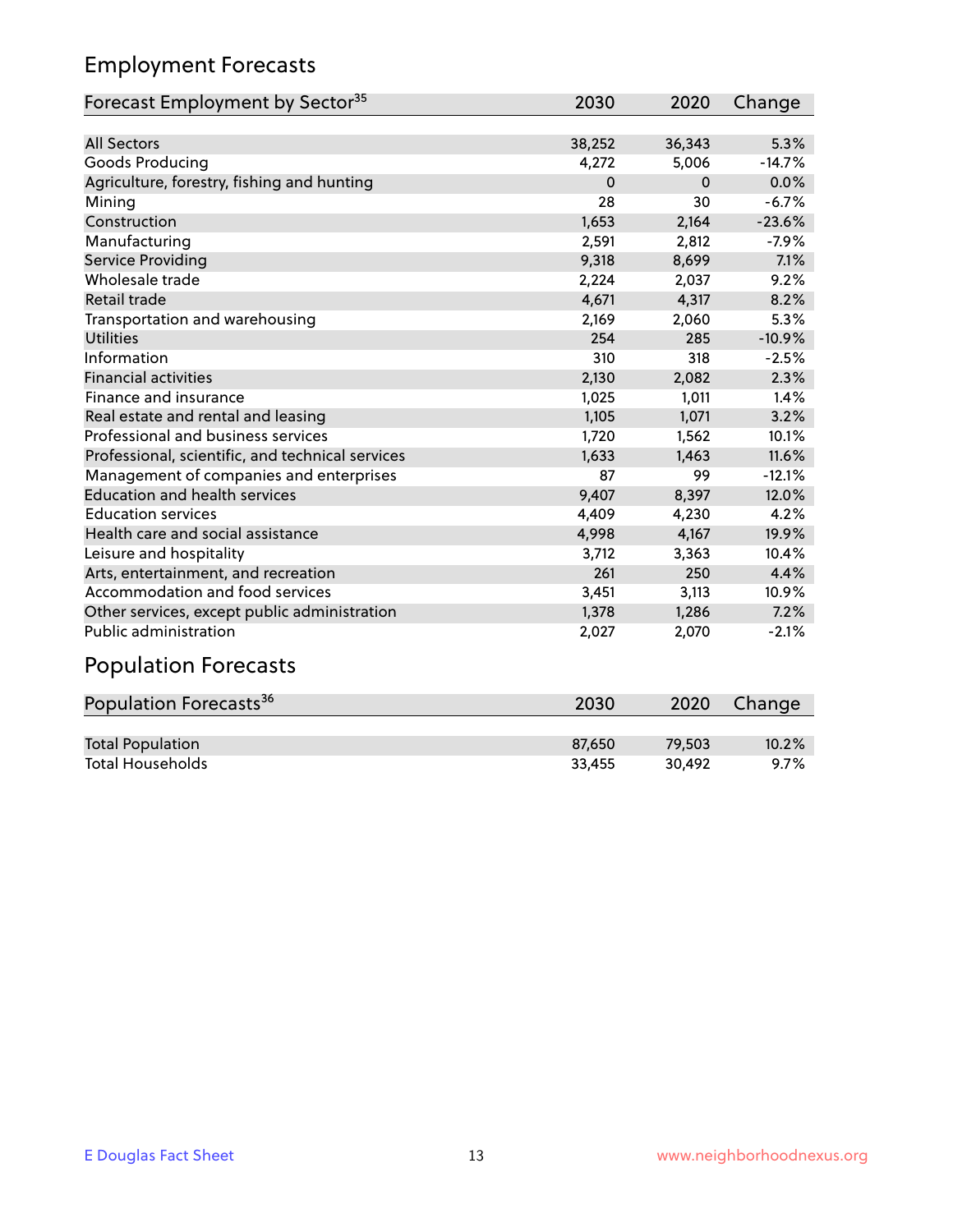## Employment Forecasts

| Forecast Employment by Sector[35] | 2030 | 2020 | Change |
|---|---|---|---|
| All Sectors | 38,252 | 36,343 | 5.3% |
| Goods Producing | 4,272 | 5,006 | -14.7% |
| Agriculture, forestry, fishing and hunting | 0 | 0 | 0.0% |
| Mining | 28 | 30 | -6.7% |
| Construction | 1,653 | 2,164 | -23.6% |
| Manufacturing | 2,591 | 2,812 | -7.9% |
| Service Providing | 9,318 | 8,699 | 7.1% |
| Wholesale trade | 2,224 | 2,037 | 9.2% |
| Retail trade | 4,671 | 4,317 | 8.2% |
| Transportation and warehousing | 2,169 | 2,060 | 5.3% |
| Utilities | 254 | 285 | -10.9% |
| Information | 310 | 318 | -2.5% |
| Financial activities | 2,130 | 2,082 | 2.3% |
| Finance and insurance | 1,025 | 1,011 | 1.4% |
| Real estate and rental and leasing | 1,105 | 1,071 | 3.2% |
| Professional and business services | 1,720 | 1,562 | 10.1% |
| Professional, scientific, and technical services | 1,633 | 1,463 | 11.6% |
| Management of companies and enterprises | 87 | 99 | -12.1% |
| Education and health services | 9,407 | 8,397 | 12.0% |
| Education services | 4,409 | 4,230 | 4.2% |
| Health care and social assistance | 4,998 | 4,167 | 19.9% |
| Leisure and hospitality | 3,712 | 3,363 | 10.4% |
| Arts, entertainment, and recreation | 261 | 250 | 4.4% |
| Accommodation and food services | 3,451 | 3,113 | 10.9% |
| Other services, except public administration | 1,378 | 1,286 | 7.2% |
| Public administration | 2,027 | 2,070 | -2.1% |

## Population Forecasts

| Population Forecasts[36] | 2030 | 2020 | Change |
|---|---|---|---|
| Total Population | 87,650 | 79,503 | 10.2% |
| Total Households | 33,455 | 30,492 | 9.7% |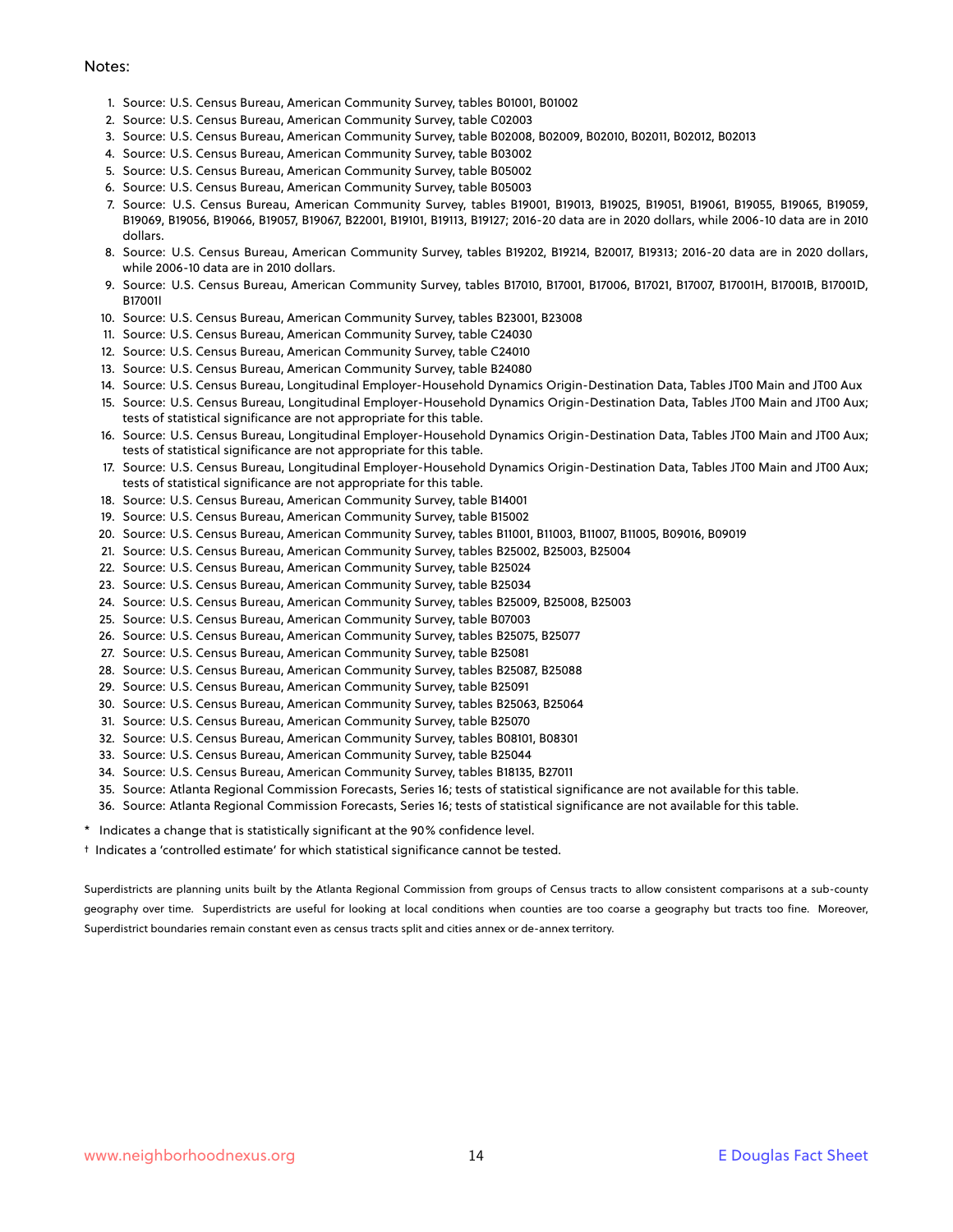Notes:

1. Source: U.S. Census Bureau, American Community Survey, tables B01001, B01002
2. Source: U.S. Census Bureau, American Community Survey, table C02003
3. Source: U.S. Census Bureau, American Community Survey, table B02008, B02009, B02010, B02011, B02012, B02013
4. Source: U.S. Census Bureau, American Community Survey, table B03002
5. Source: U.S. Census Bureau, American Community Survey, table B05002
6. Source: U.S. Census Bureau, American Community Survey, table B05003
7. Source: U.S. Census Bureau, American Community Survey, tables B19001, B19013, B19025, B19051, B19061, B19055, B19065, B19059, B19069, B19056, B19066, B19057, B19067, B22001, B19101, B19113, B19127; 2016-20 data are in 2020 dollars, while 2006-10 data are in 2010 dollars.
8. Source: U.S. Census Bureau, American Community Survey, tables B19202, B19214, B20017, B19313; 2016-20 data are in 2020 dollars, while 2006-10 data are in 2010 dollars.
9. Source: U.S. Census Bureau, American Community Survey, tables B17010, B17001, B17006, B17021, B17007, B17001H, B17001B, B17001D, B17001I
10. Source: U.S. Census Bureau, American Community Survey, tables B23001, B23008
11. Source: U.S. Census Bureau, American Community Survey, table C24030
12. Source: U.S. Census Bureau, American Community Survey, table C24010
13. Source: U.S. Census Bureau, American Community Survey, table B24080
14. Source: U.S. Census Bureau, Longitudinal Employer-Household Dynamics Origin-Destination Data, Tables JT00 Main and JT00 Aux
15. Source: U.S. Census Bureau, Longitudinal Employer-Household Dynamics Origin-Destination Data, Tables JT00 Main and JT00 Aux; tests of statistical significance are not appropriate for this table.
16. Source: U.S. Census Bureau, Longitudinal Employer-Household Dynamics Origin-Destination Data, Tables JT00 Main and JT00 Aux; tests of statistical significance are not appropriate for this table.
17. Source: U.S. Census Bureau, Longitudinal Employer-Household Dynamics Origin-Destination Data, Tables JT00 Main and JT00 Aux; tests of statistical significance are not appropriate for this table.
18. Source: U.S. Census Bureau, American Community Survey, table B14001
19. Source: U.S. Census Bureau, American Community Survey, table B15002
20. Source: U.S. Census Bureau, American Community Survey, tables B11001, B11003, B11007, B11005, B09016, B09019
21. Source: U.S. Census Bureau, American Community Survey, tables B25002, B25003, B25004
22. Source: U.S. Census Bureau, American Community Survey, table B25024
23. Source: U.S. Census Bureau, American Community Survey, table B25034
24. Source: U.S. Census Bureau, American Community Survey, tables B25009, B25008, B25003
25. Source: U.S. Census Bureau, American Community Survey, table B07003
26. Source: U.S. Census Bureau, American Community Survey, tables B25075, B25077
27. Source: U.S. Census Bureau, American Community Survey, table B25081
28. Source: U.S. Census Bureau, American Community Survey, tables B25087, B25088
29. Source: U.S. Census Bureau, American Community Survey, table B25091
30. Source: U.S. Census Bureau, American Community Survey, tables B25063, B25064
31. Source: U.S. Census Bureau, American Community Survey, table B25070
32. Source: U.S. Census Bureau, American Community Survey, tables B08101, B08301
33. Source: U.S. Census Bureau, American Community Survey, table B25044
34. Source: U.S. Census Bureau, American Community Survey, tables B18135, B27011
35. Source: Atlanta Regional Commission Forecasts, Series 16; tests of statistical significance are not available for this table.
36. Source: Atlanta Regional Commission Forecasts, Series 16; tests of statistical significance are not available for this table.

\* Indicates a change that is statistically significant at the 90% confidence level.

† Indicates a 'controlled estimate' for which statistical significance cannot be tested.

Superdistricts are planning units built by the Atlanta Regional Commission from groups of Census tracts to allow consistent comparisons at a sub-county geography over time. Superdistricts are useful for looking at local conditions when counties are too coarse a geography but tracts too fine. Moreover, Superdistrict boundaries remain constant even as census tracts split and cities annex or de-annex territory.